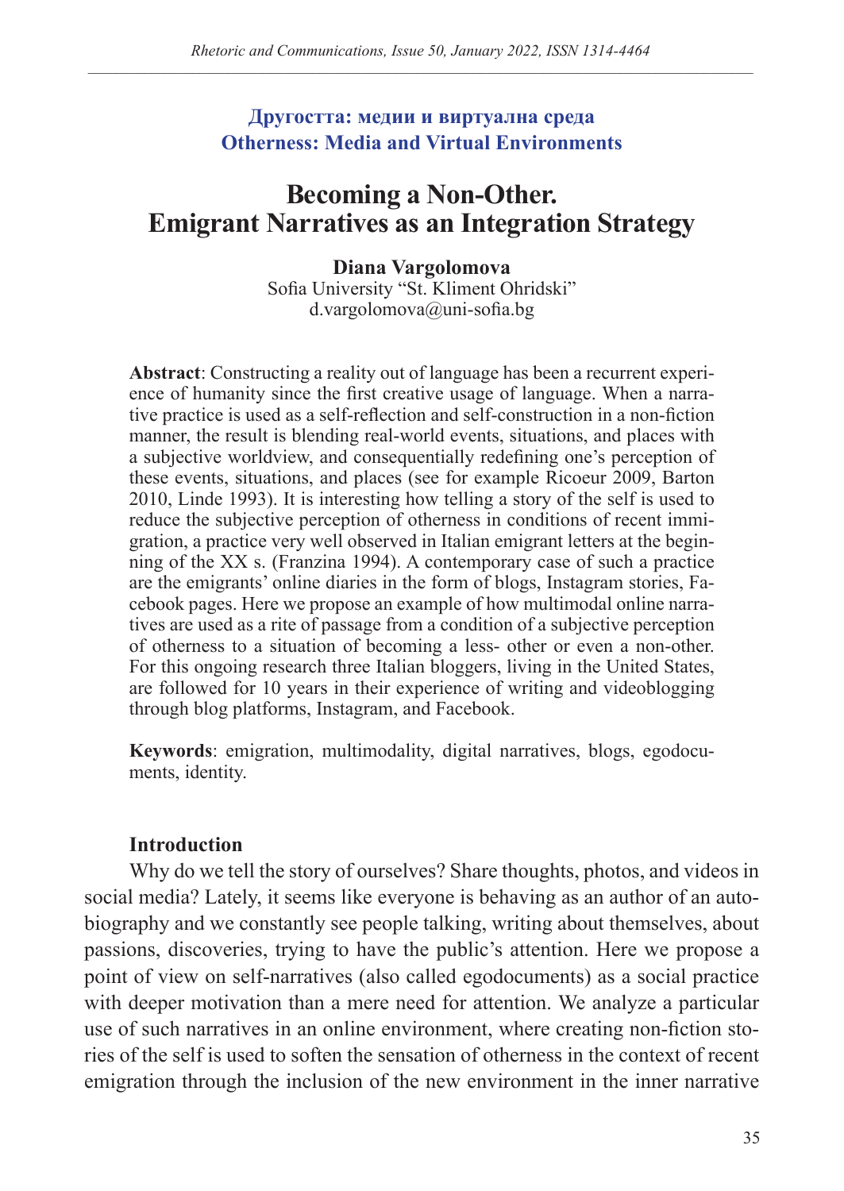**Другостта: медии и виртуална среда**
**Otherness: Media and Virtual Environments**

# Becoming a Non-Other. Emigrant Narratives as an Integration Strategy

**Diana Vargolomova**
Sofia University "St. Kliment Ohridski"
d.vargolomova@uni-sofia.bg

**Abstract**: Constructing a reality out of language has been a recurrent experience of humanity since the first creative usage of language. When a narrative practice is used as a self-reflection and self-construction in a non-fiction manner, the result is blending real-world events, situations, and places with a subjective worldview, and consequentially redefining one's perception of these events, situations, and places (see for example Ricoeur 2009, Barton 2010, Linde 1993). It is interesting how telling a story of the self is used to reduce the subjective perception of otherness in conditions of recent immigration, a practice very well observed in Italian emigrant letters at the beginning of the XX s. (Franzina 1994). A contemporary case of such a practice are the emigrants' online diaries in the form of blogs, Instagram stories, Facebook pages. Here we propose an example of how multimodal online narratives are used as a rite of passage from a condition of a subjective perception of otherness to a situation of becoming a less- other or even a non-other. For this ongoing research three Italian bloggers, living in the United States, are followed for 10 years in their experience of writing and videoblogging through blog platforms, Instagram, and Facebook.

**Keywords**: emigration, multimodality, digital narratives, blogs, egodocuments, identity.

## Introduction

Why do we tell the story of ourselves? Share thoughts, photos, and videos in social media? Lately, it seems like everyone is behaving as an author of an autobiography and we constantly see people talking, writing about themselves, about passions, discoveries, trying to have the public's attention. Here we propose a point of view on self-narratives (also called egodocuments) as a social practice with deeper motivation than a mere need for attention. We analyze a particular use of such narratives in an online environment, where creating non-fiction stories of the self is used to soften the sensation of otherness in the context of recent emigration through the inclusion of the new environment in the inner narrative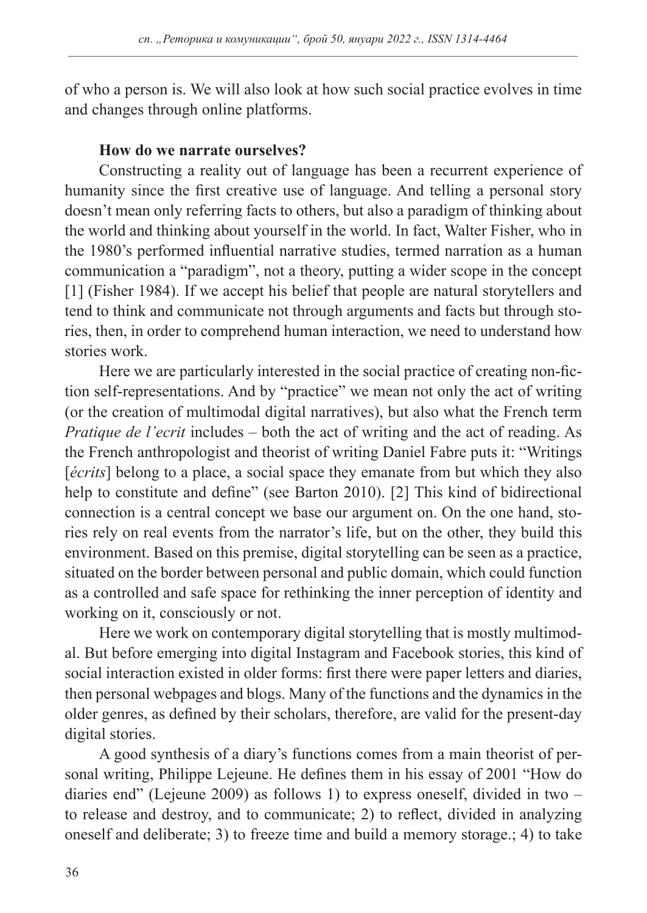of who a person is. We will also look at how such social practice evolves in time and changes through online platforms.

## How do we narrate ourselves?

Constructing a reality out of language has been a recurrent experience of humanity since the first creative use of language. And telling a personal story doesn't mean only referring facts to others, but also a paradigm of thinking about the world and thinking about yourself in the world. In fact, Walter Fisher, who in the 1980's performed influential narrative studies, termed narration as a human communication a "paradigm", not a theory, putting a wider scope in the concept [1] (Fisher 1984). If we accept his belief that people are natural storytellers and tend to think and communicate not through arguments and facts but through stories, then, in order to comprehend human interaction, we need to understand how stories work.

Here we are particularly interested in the social practice of creating non-fiction self-representations. And by "practice" we mean not only the act of writing (or the creation of multimodal digital narratives), but also what the French term *Pratique de l'ecrit* includes – both the act of writing and the act of reading. As the French anthropologist and theorist of writing Daniel Fabre puts it: "Writings [*écrits*] belong to a place, a social space they emanate from but which they also help to constitute and define" (see Barton 2010). [2] This kind of bidirectional connection is a central concept we base our argument on. On the one hand, stories rely on real events from the narrator's life, but on the other, they build this environment. Based on this premise, digital storytelling can be seen as a practice, situated on the border between personal and public domain, which could function as a controlled and safe space for rethinking the inner perception of identity and working on it, consciously or not.

Here we work on contemporary digital storytelling that is mostly multimodal. But before emerging into digital Instagram and Facebook stories, this kind of social interaction existed in older forms: first there were paper letters and diaries, then personal webpages and blogs. Many of the functions and the dynamics in the older genres, as defined by their scholars, therefore, are valid for the present-day digital stories.

A good synthesis of a diary's functions comes from a main theorist of personal writing, Philippe Lejeune. He defines them in his essay of 2001 "How do diaries end" (Lejeune 2009) as follows 1) to express oneself, divided in two – to release and destroy, and to communicate; 2) to reflect, divided in analyzing oneself and deliberate; 3) to freeze time and build a memory storage.; 4) to take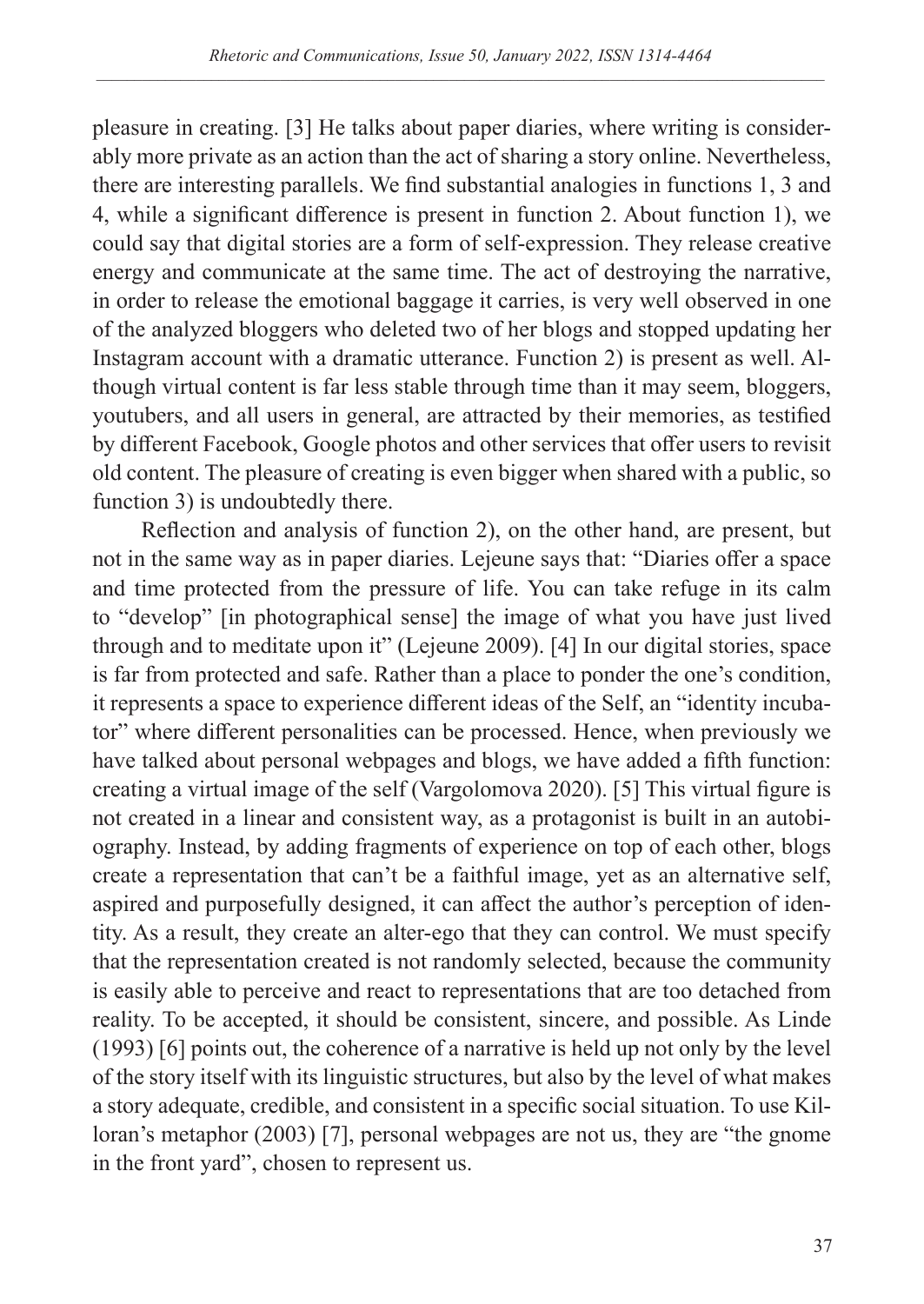pleasure in creating. [3] He talks about paper diaries, where writing is considerably more private as an action than the act of sharing a story online. Nevertheless, there are interesting parallels. We find substantial analogies in functions 1, 3 and 4, while a significant difference is present in function 2. About function 1), we could say that digital stories are a form of self-expression. They release creative energy and communicate at the same time. The act of destroying the narrative, in order to release the emotional baggage it carries, is very well observed in one of the analyzed bloggers who deleted two of her blogs and stopped updating her Instagram account with a dramatic utterance. Function 2) is present as well. Although virtual content is far less stable through time than it may seem, bloggers, youtubers, and all users in general, are attracted by their memories, as testified by different Facebook, Google photos and other services that offer users to revisit old content. The pleasure of creating is even bigger when shared with a public, so function 3) is undoubtedly there.

Reflection and analysis of function 2), on the other hand, are present, but not in the same way as in paper diaries. Lejeune says that: "Diaries offer a space and time protected from the pressure of life. You can take refuge in its calm to "develop" [in photographical sense] the image of what you have just lived through and to meditate upon it" (Lejeune 2009). [4] In our digital stories, space is far from protected and safe. Rather than a place to ponder the one's condition, it represents a space to experience different ideas of the Self, an "identity incubator" where different personalities can be processed. Hence, when previously we have talked about personal webpages and blogs, we have added a fifth function: creating a virtual image of the self (Vargolomova 2020). [5] This virtual figure is not created in a linear and consistent way, as a protagonist is built in an autobiography. Instead, by adding fragments of experience on top of each other, blogs create a representation that can't be a faithful image, yet as an alternative self, aspired and purposefully designed, it can affect the author's perception of identity. As a result, they create an alter-ego that they can control. We must specify that the representation created is not randomly selected, because the community is easily able to perceive and react to representations that are too detached from reality. To be accepted, it should be consistent, sincere, and possible. As Linde (1993) [6] points out, the coherence of a narrative is held up not only by the level of the story itself with its linguistic structures, but also by the level of what makes a story adequate, credible, and consistent in a specific social situation. To use Killoran's metaphor (2003) [7], personal webpages are not us, they are "the gnome in the front yard", chosen to represent us.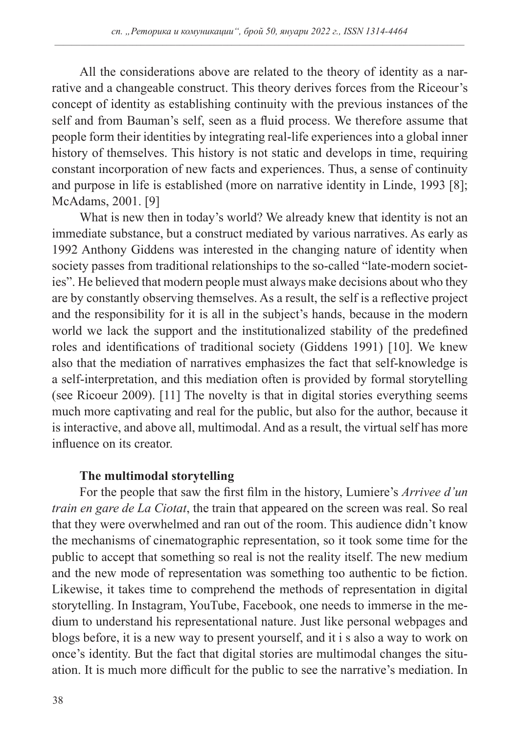All the considerations above are related to the theory of identity as a narrative and a changeable construct. This theory derives forces from the Riceour's concept of identity as establishing continuity with the previous instances of the self and from Bauman's self, seen as a fluid process. We therefore assume that people form their identities by integrating real-life experiences into a global inner history of themselves. This history is not static and develops in time, requiring constant incorporation of new facts and experiences. Thus, a sense of continuity and purpose in life is established (more on narrative identity in Linde, 1993 [8]; McAdams, 2001. [9]

What is new then in today's world? We already knew that identity is not an immediate substance, but a construct mediated by various narratives. As early as 1992 Anthony Giddens was interested in the changing nature of identity when society passes from traditional relationships to the so-called "late-modern societies". He believed that modern people must always make decisions about who they are by constantly observing themselves. As a result, the self is a reflective project and the responsibility for it is all in the subject's hands, because in the modern world we lack the support and the institutionalized stability of the predefined roles and identifications of traditional society (Giddens 1991) [10]. We knew also that the mediation of narratives emphasizes the fact that self-knowledge is a self-interpretation, and this mediation often is provided by formal storytelling (see Ricoeur 2009). [11] The novelty is that in digital stories everything seems much more captivating and real for the public, but also for the author, because it is interactive, and above all, multimodal. And as a result, the virtual self has more influence on its creator.

### The multimodal storytelling

For the people that saw the first film in the history, Lumiere's *Arrivee d'un train en gare de La Ciotat*, the train that appeared on the screen was real. So real that they were overwhelmed and ran out of the room. This audience didn't know the mechanisms of cinematographic representation, so it took some time for the public to accept that something so real is not the reality itself. The new medium and the new mode of representation was something too authentic to be fiction. Likewise, it takes time to comprehend the methods of representation in digital storytelling. In Instagram, YouTube, Facebook, one needs to immerse in the medium to understand his representational nature. Just like personal webpages and blogs before, it is a new way to present yourself, and it i s also a way to work on once's identity. But the fact that digital stories are multimodal changes the situation. It is much more difficult for the public to see the narrative's mediation. In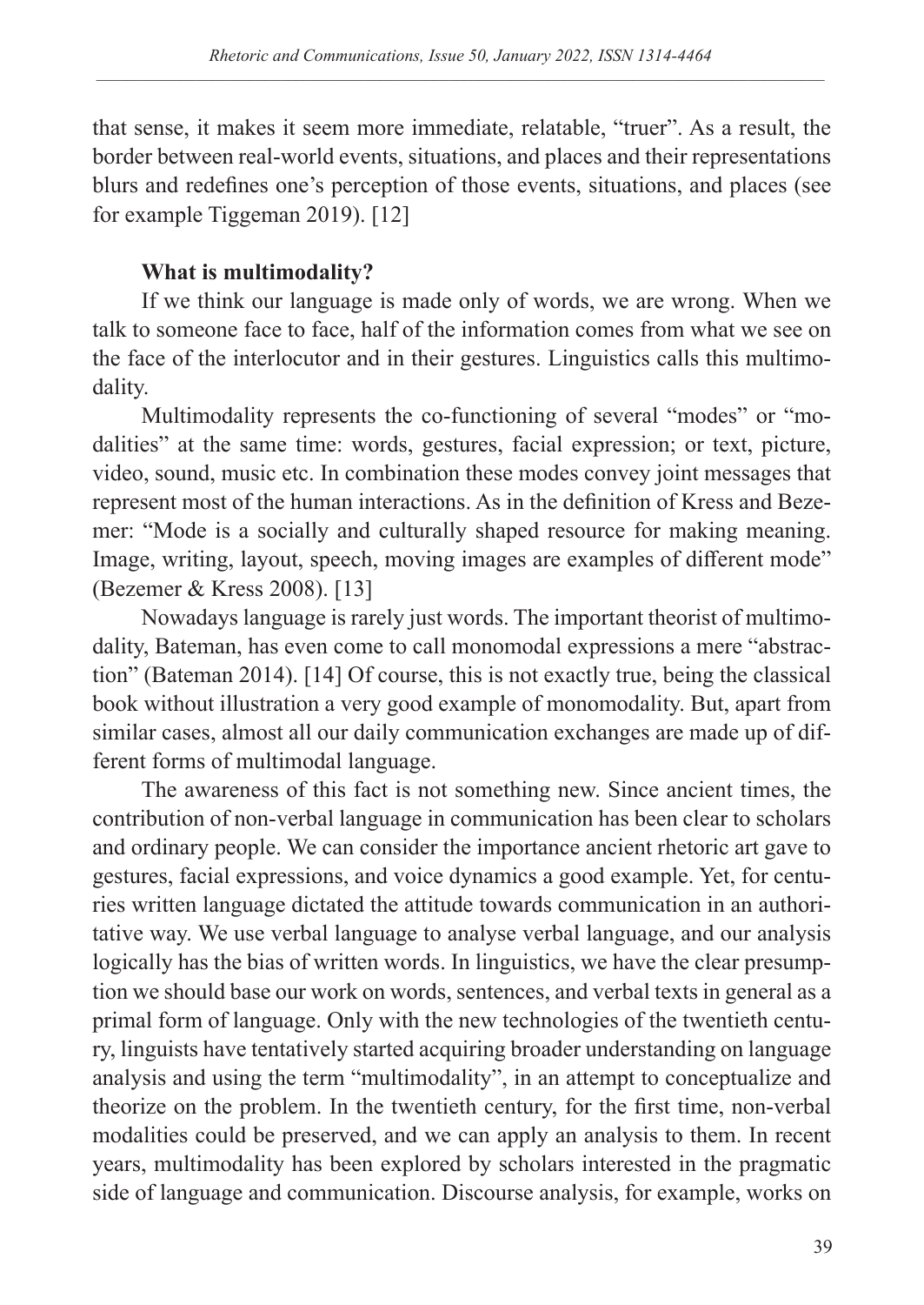that sense, it makes it seem more immediate, relatable, "truer". As a result, the border between real-world events, situations, and places and their representations blurs and redefines one's perception of those events, situations, and places (see for example Tiggeman 2019). [12]

### What is multimodality?

If we think our language is made only of words, we are wrong. When we talk to someone face to face, half of the information comes from what we see on the face of the interlocutor and in their gestures. Linguistics calls this multimodality.

Multimodality represents the co-functioning of several "modes" or "modalities" at the same time: words, gestures, facial expression; or text, picture, video, sound, music etc. In combination these modes convey joint messages that represent most of the human interactions. As in the definition of Kress and Bezemer: "Mode is a socially and culturally shaped resource for making meaning. Image, writing, layout, speech, moving images are examples of different mode" (Bezemer & Kress 2008). [13]

Nowadays language is rarely just words. The important theorist of multimodality, Bateman, has even come to call monomodal expressions a mere "abstraction" (Bateman 2014). [14] Of course, this is not exactly true, being the classical book without illustration a very good example of monomodality. But, apart from similar cases, almost all our daily communication exchanges are made up of different forms of multimodal language.

The awareness of this fact is not something new. Since ancient times, the contribution of non-verbal language in communication has been clear to scholars and ordinary people. We can consider the importance ancient rhetoric art gave to gestures, facial expressions, and voice dynamics a good example. Yet, for centuries written language dictated the attitude towards communication in an authoritative way. We use verbal language to analyse verbal language, and our analysis logically has the bias of written words. In linguistics, we have the clear presumption we should base our work on words, sentences, and verbal texts in general as a primal form of language. Only with the new technologies of the twentieth century, linguists have tentatively started acquiring broader understanding on language analysis and using the term "multimodality", in an attempt to conceptualize and theorize on the problem. In the twentieth century, for the first time, non-verbal modalities could be preserved, and we can apply an analysis to them. In recent years, multimodality has been explored by scholars interested in the pragmatic side of language and communication. Discourse analysis, for example, works on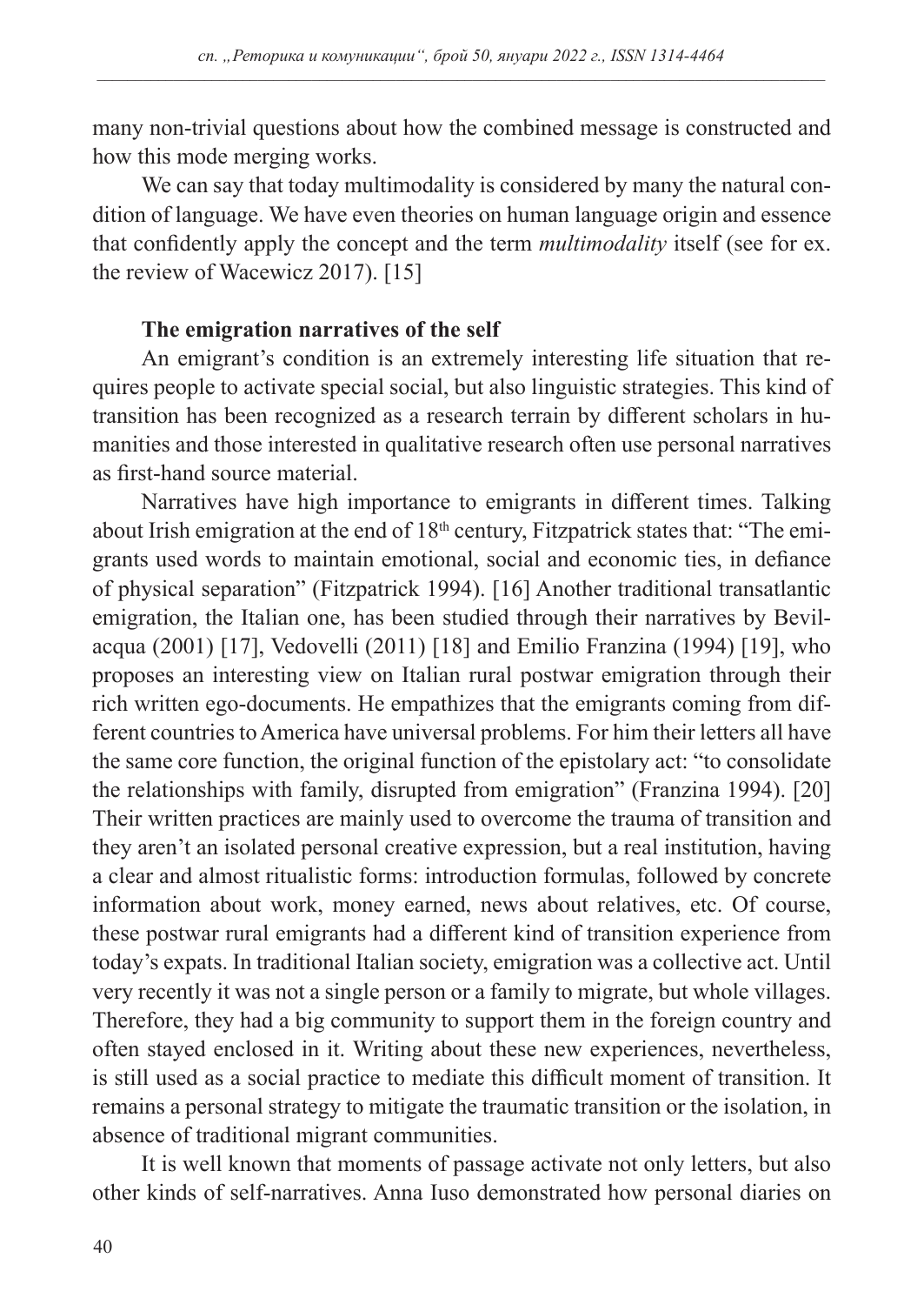many non-trivial questions about how the combined message is constructed and how this mode merging works.

We can say that today multimodality is considered by many the natural condition of language. We have even theories on human language origin and essence that confidently apply the concept and the term *multimodality* itself (see for ex. the review of Wacewicz 2017). [15]

**The emigration narratives of the self**

An emigrant's condition is an extremely interesting life situation that requires people to activate special social, but also linguistic strategies. This kind of transition has been recognized as a research terrain by different scholars in humanities and those interested in qualitative research often use personal narratives as first-hand source material.

Narratives have high importance to emigrants in different times. Talking about Irish emigration at the end of 18th century, Fitzpatrick states that: "The emigrants used words to maintain emotional, social and economic ties, in defiance of physical separation" (Fitzpatrick 1994). [16] Another traditional transatlantic emigration, the Italian one, has been studied through their narratives by Bevilacqua (2001) [17], Vedovelli (2011) [18] and Emilio Franzina (1994) [19], who proposes an interesting view on Italian rural postwar emigration through their rich written ego-documents. He empathizes that the emigrants coming from different countries to America have universal problems. For him their letters all have the same core function, the original function of the epistolary act: "to consolidate the relationships with family, disrupted from emigration" (Franzina 1994). [20] Their written practices are mainly used to overcome the trauma of transition and they aren't an isolated personal creative expression, but a real institution, having a clear and almost ritualistic forms: introduction formulas, followed by concrete information about work, money earned, news about relatives, etc. Of course, these postwar rural emigrants had a different kind of transition experience from today's expats. In traditional Italian society, emigration was a collective act. Until very recently it was not a single person or a family to migrate, but whole villages. Therefore, they had a big community to support them in the foreign country and often stayed enclosed in it. Writing about these new experiences, nevertheless, is still used as a social practice to mediate this difficult moment of transition. It remains a personal strategy to mitigate the traumatic transition or the isolation, in absence of traditional migrant communities.

It is well known that moments of passage activate not only letters, but also other kinds of self-narratives. Anna Iuso demonstrated how personal diaries on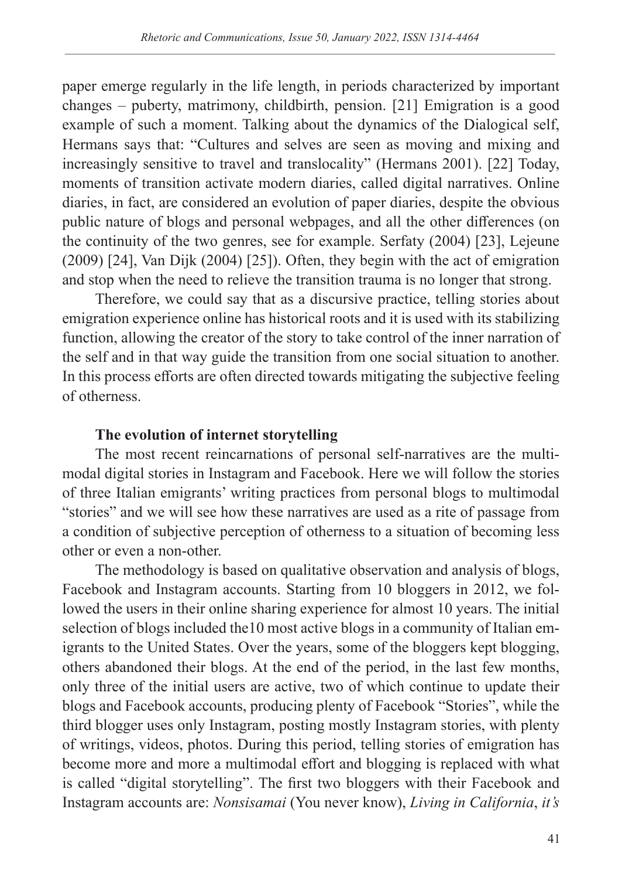paper emerge regularly in the life length, in periods characterized by important changes – puberty, matrimony, childbirth, pension. [21] Emigration is a good example of such a moment. Talking about the dynamics of the Dialogical self, Hermans says that: "Cultures and selves are seen as moving and mixing and increasingly sensitive to travel and translocality" (Hermans 2001). [22] Today, moments of transition activate modern diaries, called digital narratives. Online diaries, in fact, are considered an evolution of paper diaries, despite the obvious public nature of blogs and personal webpages, and all the other differences (on the continuity of the two genres, see for example. Serfaty (2004) [23], Lejeune (2009) [24], Van Dijk (2004) [25]). Often, they begin with the act of emigration and stop when the need to relieve the transition trauma is no longer that strong.

Therefore, we could say that as a discursive practice, telling stories about emigration experience online has historical roots and it is used with its stabilizing function, allowing the creator of the story to take control of the inner narration of the self and in that way guide the transition from one social situation to another. In this process efforts are often directed towards mitigating the subjective feeling of otherness.

**The evolution of internet storytelling**

The most recent reincarnations of personal self-narratives are the multimodal digital stories in Instagram and Facebook. Here we will follow the stories of three Italian emigrants' writing practices from personal blogs to multimodal "stories" and we will see how these narratives are used as a rite of passage from a condition of subjective perception of otherness to a situation of becoming less other or even a non-other.

The methodology is based on qualitative observation and analysis of blogs, Facebook and Instagram accounts. Starting from 10 bloggers in 2012, we followed the users in their online sharing experience for almost 10 years. The initial selection of blogs included the10 most active blogs in a community of Italian emigrants to the United States. Over the years, some of the bloggers kept blogging, others abandoned their blogs. At the end of the period, in the last few months, only three of the initial users are active, two of which continue to update their blogs and Facebook accounts, producing plenty of Facebook "Stories", while the third blogger uses only Instagram, posting mostly Instagram stories, with plenty of writings, videos, photos. During this period, telling stories of emigration has become more and more a multimodal effort and blogging is replaced with what is called "digital storytelling". The first two bloggers with their Facebook and Instagram accounts are: *Nonsisamai* (You never know), *Living in California*, *it's*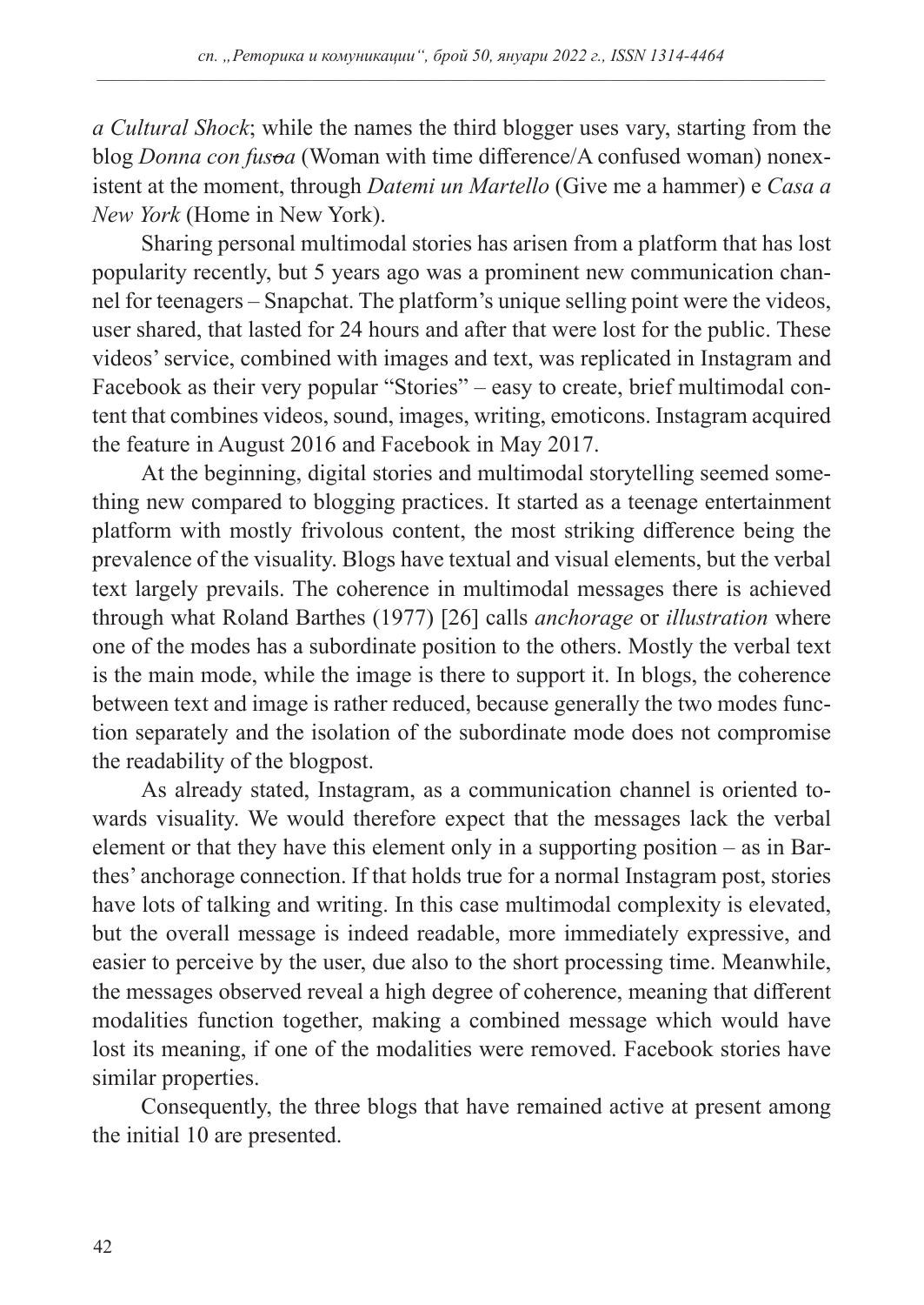*a Cultural Shock*; while the names the third blogger uses vary, starting from the blog *Donna con fusoa* (Woman with time difference/A confused woman) nonexistent at the moment, through *Datemi un Martello* (Give me a hammer) e *Casa a New York* (Home in New York).

Sharing personal multimodal stories has arisen from a platform that has lost popularity recently, but 5 years ago was a prominent new communication channel for teenagers – Snapchat. The platform's unique selling point were the videos, user shared, that lasted for 24 hours and after that were lost for the public. These videos' service, combined with images and text, was replicated in Instagram and Facebook as their very popular "Stories" – easy to create, brief multimodal content that combines videos, sound, images, writing, emoticons. Instagram acquired the feature in August 2016 and Facebook in May 2017.

At the beginning, digital stories and multimodal storytelling seemed something new compared to blogging practices. It started as a teenage entertainment platform with mostly frivolous content, the most striking difference being the prevalence of the visuality. Blogs have textual and visual elements, but the verbal text largely prevails. The coherence in multimodal messages there is achieved through what Roland Barthes (1977) [26] calls *anchorage* or *illustration* where one of the modes has a subordinate position to the others. Mostly the verbal text is the main mode, while the image is there to support it. In blogs, the coherence between text and image is rather reduced, because generally the two modes function separately and the isolation of the subordinate mode does not compromise the readability of the blogpost.

As already stated, Instagram, as a communication channel is oriented towards visuality. We would therefore expect that the messages lack the verbal element or that they have this element only in a supporting position – as in Barthes' anchorage connection. If that holds true for a normal Instagram post, stories have lots of talking and writing. In this case multimodal complexity is elevated, but the overall message is indeed readable, more immediately expressive, and easier to perceive by the user, due also to the short processing time. Meanwhile, the messages observed reveal a high degree of coherence, meaning that different modalities function together, making a combined message which would have lost its meaning, if one of the modalities were removed. Facebook stories have similar properties.

Consequently, the three blogs that have remained active at present among the initial 10 are presented.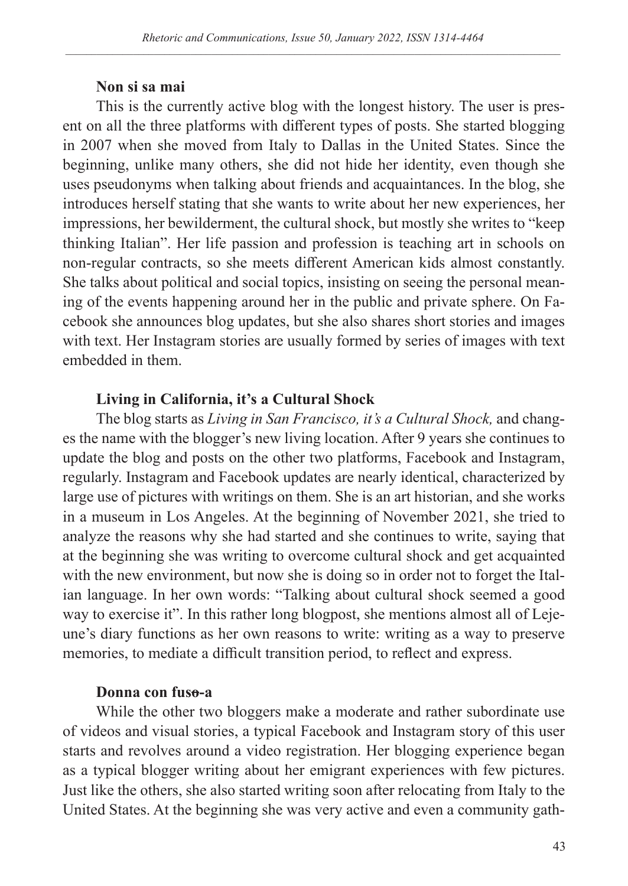**Non si sa mai**

This is the currently active blog with the longest history. The user is present on all the three platforms with different types of posts. She started blogging in 2007 when she moved from Italy to Dallas in the United States. Since the beginning, unlike many others, she did not hide her identity, even though she uses pseudonyms when talking about friends and acquaintances. In the blog, she introduces herself stating that she wants to write about her new experiences, her impressions, her bewilderment, the cultural shock, but mostly she writes to "keep thinking Italian". Her life passion and profession is teaching art in schools on non-regular contracts, so she meets different American kids almost constantly. She talks about political and social topics, insisting on seeing the personal meaning of the events happening around her in the public and private sphere. On Facebook she announces blog updates, but she also shares short stories and images with text. Her Instagram stories are usually formed by series of images with text embedded in them.

**Living in California, it's a Cultural Shock**

The blog starts as *Living in San Francisco, it's a Cultural Shock,* and changes the name with the blogger's new living location. After 9 years she continues to update the blog and posts on the other two platforms, Facebook and Instagram, regularly. Instagram and Facebook updates are nearly identical, characterized by large use of pictures with writings on them. She is an art historian, and she works in a museum in Los Angeles. At the beginning of November 2021, she tried to analyze the reasons why she had started and she continues to write, saying that at the beginning she was writing to overcome cultural shock and get acquainted with the new environment, but now she is doing so in order not to forget the Italian language. In her own words: "Talking about cultural shock seemed a good way to exercise it". In this rather long blogpost, she mentions almost all of Lejeune's diary functions as her own reasons to write: writing as a way to preserve memories, to mediate a difficult transition period, to reflect and express.

**Donna con fus~~o~~-a**

While the other two bloggers make a moderate and rather subordinate use of videos and visual stories, a typical Facebook and Instagram story of this user starts and revolves around a video registration. Her blogging experience began as a typical blogger writing about her emigrant experiences with few pictures. Just like the others, she also started writing soon after relocating from Italy to the United States. At the beginning she was very active and even a community gath-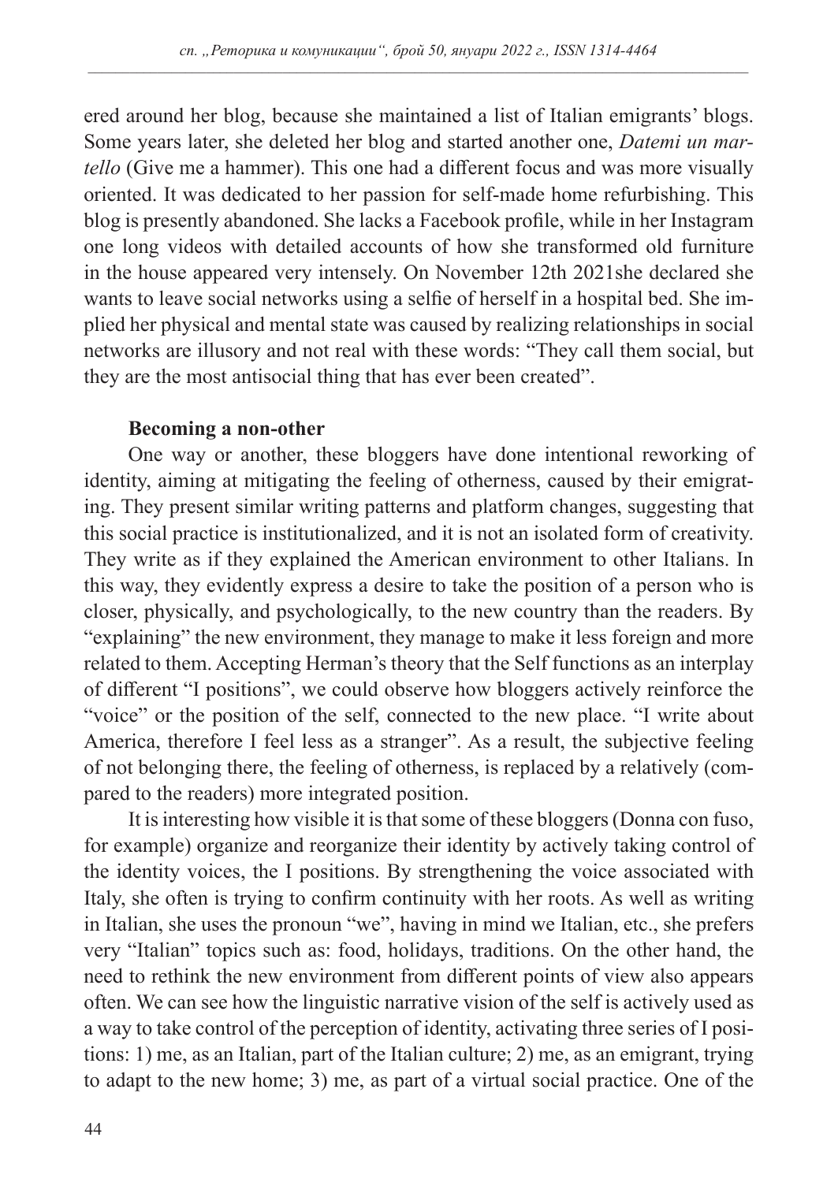ered around her blog, because she maintained a list of Italian emigrants' blogs. Some years later, she deleted her blog and started another one, *Datemi un martello* (Give me a hammer). This one had a different focus and was more visually oriented. It was dedicated to her passion for self-made home refurbishing. This blog is presently abandoned. She lacks a Facebook profile, while in her Instagram one long videos with detailed accounts of how she transformed old furniture in the house appeared very intensely. On November 12th 2021she declared she wants to leave social networks using a selfie of herself in a hospital bed. She implied her physical and mental state was caused by realizing relationships in social networks are illusory and not real with these words: "They call them social, but they are the most antisocial thing that has ever been created".

**Becoming a non-other**

One way or another, these bloggers have done intentional reworking of identity, aiming at mitigating the feeling of otherness, caused by their emigrating. They present similar writing patterns and platform changes, suggesting that this social practice is institutionalized, and it is not an isolated form of creativity. They write as if they explained the American environment to other Italians. In this way, they evidently express a desire to take the position of a person who is closer, physically, and psychologically, to the new country than the readers. By "explaining" the new environment, they manage to make it less foreign and more related to them. Accepting Herman's theory that the Self functions as an interplay of different "I positions", we could observe how bloggers actively reinforce the "voice" or the position of the self, connected to the new place. "I write about America, therefore I feel less as a stranger". As a result, the subjective feeling of not belonging there, the feeling of otherness, is replaced by a relatively (compared to the readers) more integrated position.

It is interesting how visible it is that some of these bloggers (Donna con fuso, for example) organize and reorganize their identity by actively taking control of the identity voices, the I positions. By strengthening the voice associated with Italy, she often is trying to confirm continuity with her roots. As well as writing in Italian, she uses the pronoun "we", having in mind we Italian, etc., she prefers very "Italian" topics such as: food, holidays, traditions. On the other hand, the need to rethink the new environment from different points of view also appears often. We can see how the linguistic narrative vision of the self is actively used as a way to take control of the perception of identity, activating three series of I positions: 1) me, as an Italian, part of the Italian culture; 2) me, as an emigrant, trying to adapt to the new home; 3) me, as part of a virtual social practice. One of the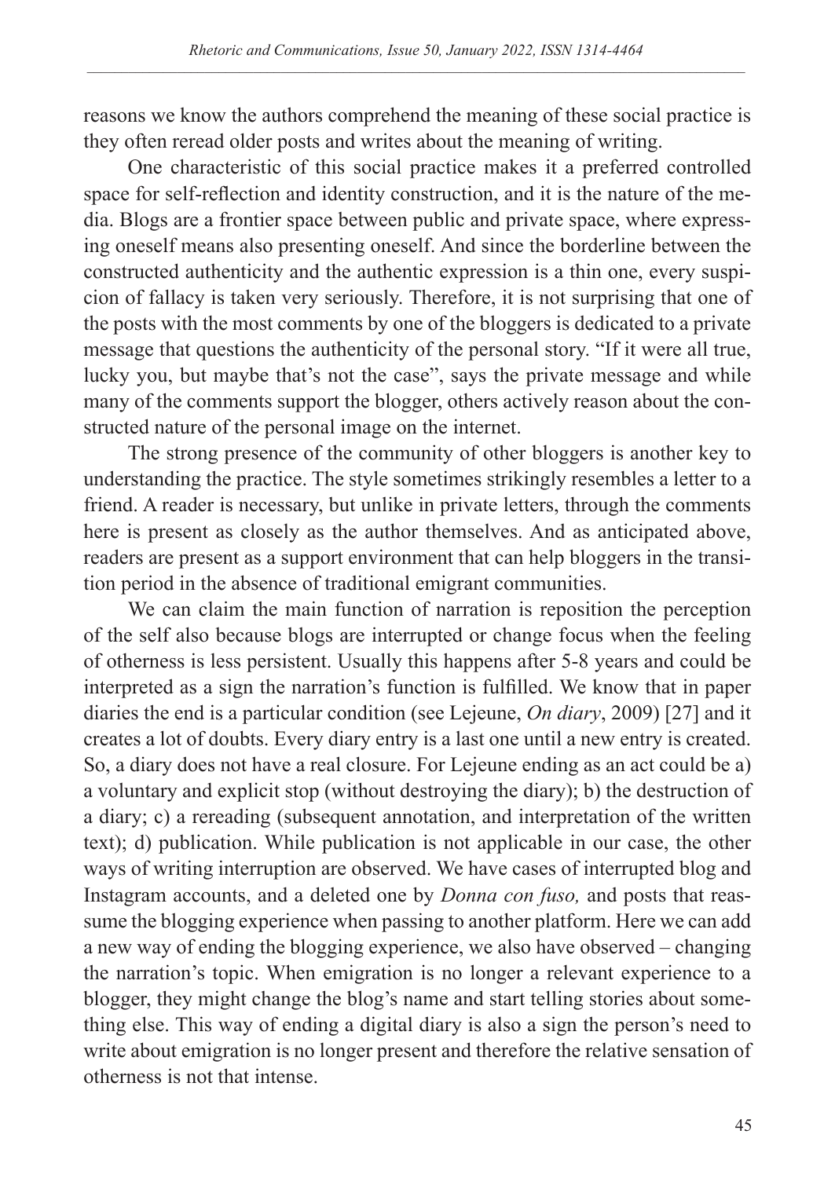reasons we know the authors comprehend the meaning of these social practice is they often reread older posts and writes about the meaning of writing.

One characteristic of this social practice makes it a preferred controlled space for self-reflection and identity construction, and it is the nature of the media. Blogs are a frontier space between public and private space, where expressing oneself means also presenting oneself. And since the borderline between the constructed authenticity and the authentic expression is a thin one, every suspicion of fallacy is taken very seriously. Therefore, it is not surprising that one of the posts with the most comments by one of the bloggers is dedicated to a private message that questions the authenticity of the personal story. "If it were all true, lucky you, but maybe that's not the case", says the private message and while many of the comments support the blogger, others actively reason about the constructed nature of the personal image on the internet.

The strong presence of the community of other bloggers is another key to understanding the practice. The style sometimes strikingly resembles a letter to a friend. A reader is necessary, but unlike in private letters, through the comments here is present as closely as the author themselves. And as anticipated above, readers are present as a support environment that can help bloggers in the transition period in the absence of traditional emigrant communities.

We can claim the main function of narration is reposition the perception of the self also because blogs are interrupted or change focus when the feeling of otherness is less persistent. Usually this happens after 5-8 years and could be interpreted as a sign the narration's function is fulfilled. We know that in paper diaries the end is a particular condition (see Lejeune, *On diary*, 2009) [27] and it creates a lot of doubts. Every diary entry is a last one until a new entry is created. So, a diary does not have a real closure. For Lejeune ending as an act could be a) a voluntary and explicit stop (without destroying the diary); b) the destruction of a diary; c) a rereading (subsequent annotation, and interpretation of the written text); d) publication. While publication is not applicable in our case, the other ways of writing interruption are observed. We have cases of interrupted blog and Instagram accounts, and a deleted one by *Donna con fuso,* and posts that reassume the blogging experience when passing to another platform. Here we can add a new way of ending the blogging experience, we also have observed – changing the narration's topic. When emigration is no longer a relevant experience to a blogger, they might change the blog's name and start telling stories about something else. This way of ending a digital diary is also a sign the person's need to write about emigration is no longer present and therefore the relative sensation of otherness is not that intense.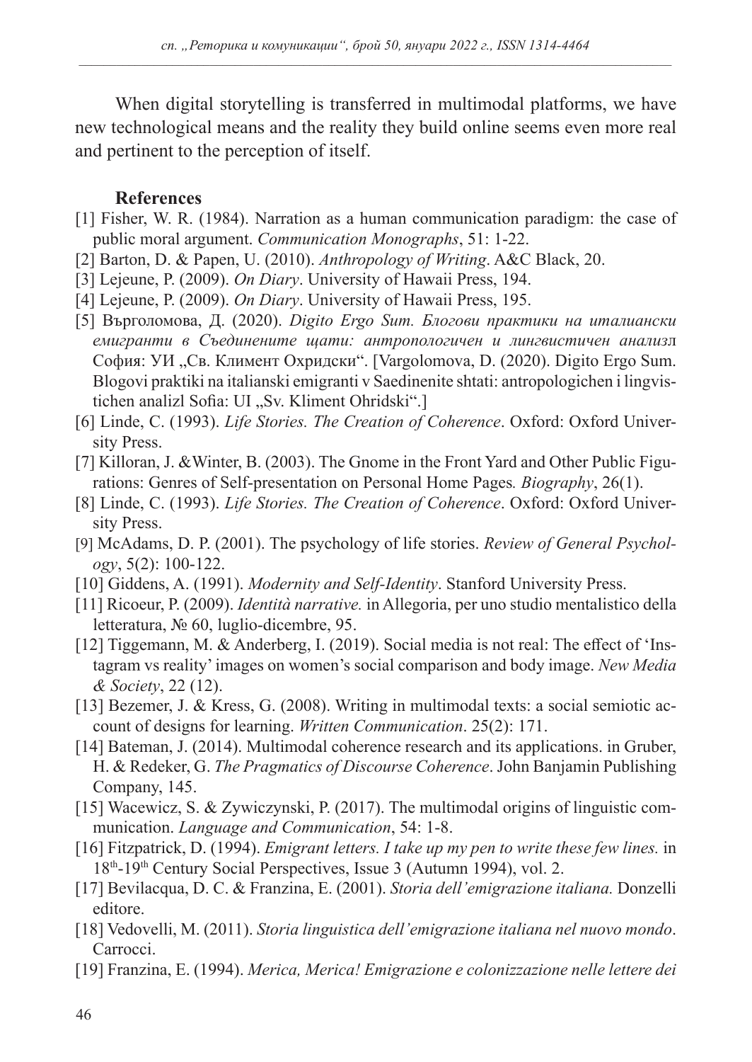When digital storytelling is transferred in multimodal platforms, we have new technological means and the reality they build online seems even more real and pertinent to the perception of itself.

**References**

[1] Fisher, W. R. (1984). Narration as a human communication paradigm: the case of public moral argument. *Communication Monographs*, 51: 1-22.

[2] Barton, D. & Papen, U. (2010). *Anthropology of Writing*. A&C Black, 20.

[3] Lejeune, P. (2009). *On Diary*. University of Hawaii Press, 194.

[4] Lejeune, P. (2009). *On Diary*. University of Hawaii Press, 195.

[5] Върголомова, Д. (2020). *Digito Ergo Sum. Блогови практики на италиански емигранти в Съединените щати: антропологичен и лингвистичен анализл* София: УИ „Св. Климент Охридски". [Vargolomova, D. (2020). Digito Ergo Sum. Blogovi praktiki na italianski emigranti v Saedinenite shtati: antropologichen i lingvistichen analizl Sofia: UI „Sv. Kliment Ohridski".]

[6] Linde, C. (1993). *Life Stories. The Creation of Coherence*. Oxford: Oxford University Press.

[7] Killoran, J. &Winter, B. (2003). The Gnome in the Front Yard and Other Public Figurations: Genres of Self-presentation on Personal Home Pages*. Biography*, 26(1).

[8] Linde, C. (1993). *Life Stories. The Creation of Coherence*. Oxford: Oxford University Press.

[9] McAdams, D. P. (2001). The psychology of life stories. *Review of General Psychology*, 5(2): 100-122.

[10] Giddens, A. (1991). *Modernity and Self-Identity*. Stanford University Press.

[11] Ricoeur, P. (2009). *Identità narrative.* in Allegoria, per uno studio mentalistico della letteratura, № 60, luglio-dicembre, 95.

[12] Tiggemann, M. & Anderberg, I. (2019). Social media is not real: The effect of 'Instagram vs reality' images on women's social comparison and body image. *New Media & Society*, 22 (12).

[13] Bezemer, J. & Kress, G. (2008). Writing in multimodal texts: a social semiotic account of designs for learning. *Written Communication*. 25(2): 171.

[14] Bateman, J. (2014). Multimodal coherence research and its applications. in Gruber, H. & Redeker, G. *The Pragmatics of Discourse Coherence*. John Banjamin Publishing Company, 145.

[15] Wacewicz, S. & Zywiczynski, P. (2017). The multimodal origins of linguistic communication. *Language and Communication*, 54: 1-8.

[16] Fitzpatrick, D. (1994). *Emigrant letters. I take up my pen to write these few lines.* in 18th-19th Century Social Perspectives, Issue 3 (Autumn 1994), vol. 2.

[17] Bevilacqua, D. C. & Franzina, E. (2001). *Storia dell'emigrazione italiana.* Donzelli editore.

[18] Vedovelli, M. (2011). *Storia linguistica dell'emigrazione italiana nel nuovo mondo*. Carrocci.

[19] Franzina, E. (1994). *Merica, Merica! Emigrazione e colonizzazione nelle lettere dei*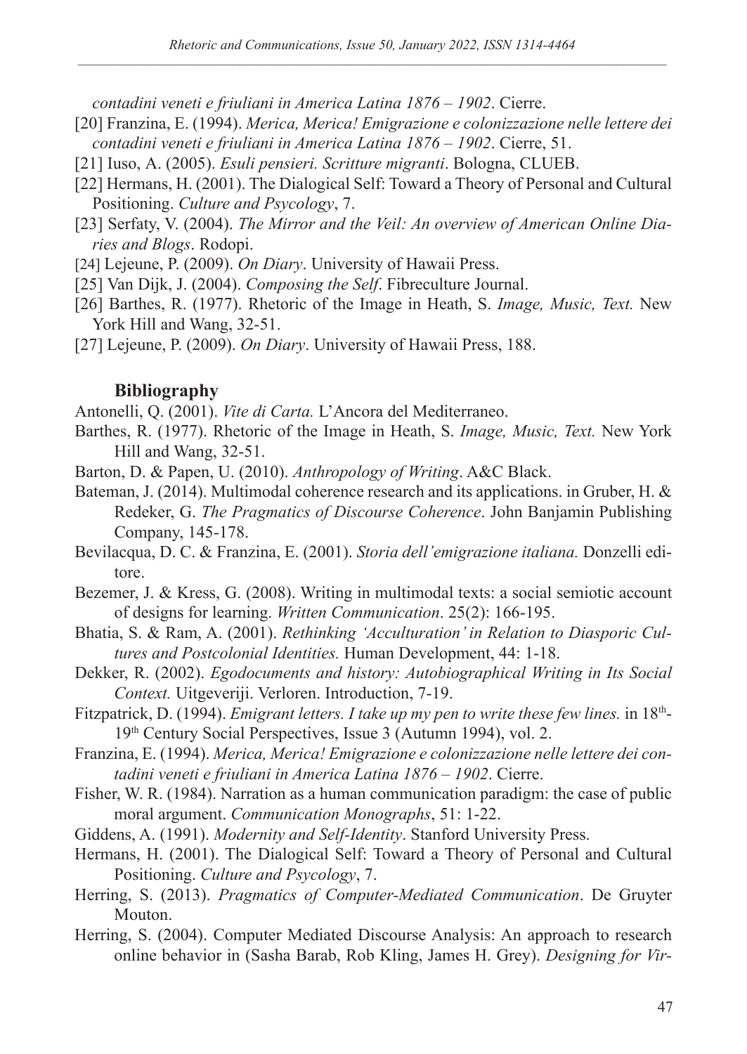*contadini veneti e friuliani in America Latina 1876 – 1902*. Cierre.

[20] Franzina, E. (1994). *Merica, Merica! Emigrazione e colonizzazione nelle lettere dei contadini veneti e friuliani in America Latina 1876 – 1902*. Cierre, 51.

[21] Iuso, A. (2005). *Esuli pensieri. Scritture migranti*. Bologna, CLUEB.

[22] Hermans, H. (2001). The Dialogical Self: Toward a Theory of Personal and Cultural Positioning. *Culture and Psycology*, 7.

[23] Serfaty, V. (2004). *The Mirror and the Veil: An overview of American Online Diaries and Blogs*. Rodopi.

[24] Lejeune, P. (2009). *On Diary*. University of Hawaii Press.

[25] Van Dijk, J. (2004). *Composing the Self*. Fibreculture Journal.

[26] Barthes, R. (1977). Rhetoric of the Image in Heath, S. *Image, Music, Text.* New York Hill and Wang, 32-51.

[27] Lejeune, P. (2009). *On Diary*. University of Hawaii Press, 188.

## Bibliography

Antonelli, Q. (2001). *Vite di Carta.* L'Ancora del Mediterraneo.

Barthes, R. (1977). Rhetoric of the Image in Heath, S. *Image, Music, Text.* New York Hill and Wang, 32-51.

Barton, D. & Papen, U. (2010). *Anthropology of Writing*. A&C Black.

Bateman, J. (2014). Multimodal coherence research and its applications. in Gruber, H. & Redeker, G. *The Pragmatics of Discourse Coherence*. John Banjamin Publishing Company, 145-178.

Bevilacqua, D. C. & Franzina, E. (2001). *Storia dell'emigrazione italiana.* Donzelli editore.

Bezemer, J. & Kress, G. (2008). Writing in multimodal texts: a social semiotic account of designs for learning. *Written Communication*. 25(2): 166-195.

Bhatia, S. & Ram, A. (2001). *Rethinking 'Acculturation' in Relation to Diasporic Cultures and Postcolonial Identities.* Human Development, 44: 1-18.

Dekker, R. (2002). *Egodocuments and history: Autobiographical Writing in Its Social Context.* Uitgeveriji. Verloren. Introduction, 7-19.

Fitzpatrick, D. (1994). *Emigrant letters. I take up my pen to write these few lines.* in 18th-19th Century Social Perspectives, Issue 3 (Autumn 1994), vol. 2.

Franzina, E. (1994). *Merica, Merica! Emigrazione e colonizzazione nelle lettere dei contadini veneti e friuliani in America Latina 1876 – 1902*. Cierre.

Fisher, W. R. (1984). Narration as a human communication paradigm: the case of public moral argument. *Communication Monographs*, 51: 1-22.

Giddens, A. (1991). *Modernity and Self-Identity*. Stanford University Press.

Hermans, H. (2001). The Dialogical Self: Toward a Theory of Personal and Cultural Positioning. *Culture and Psycology*, 7.

Herring, S. (2013). *Pragmatics of Computer-Mediated Communication*. De Gruyter Mouton.

Herring, S. (2004). Computer Mediated Discourse Analysis: An approach to research online behavior in (Sasha Barab, Rob Kling, James H. Grey). *Designing for Vir-*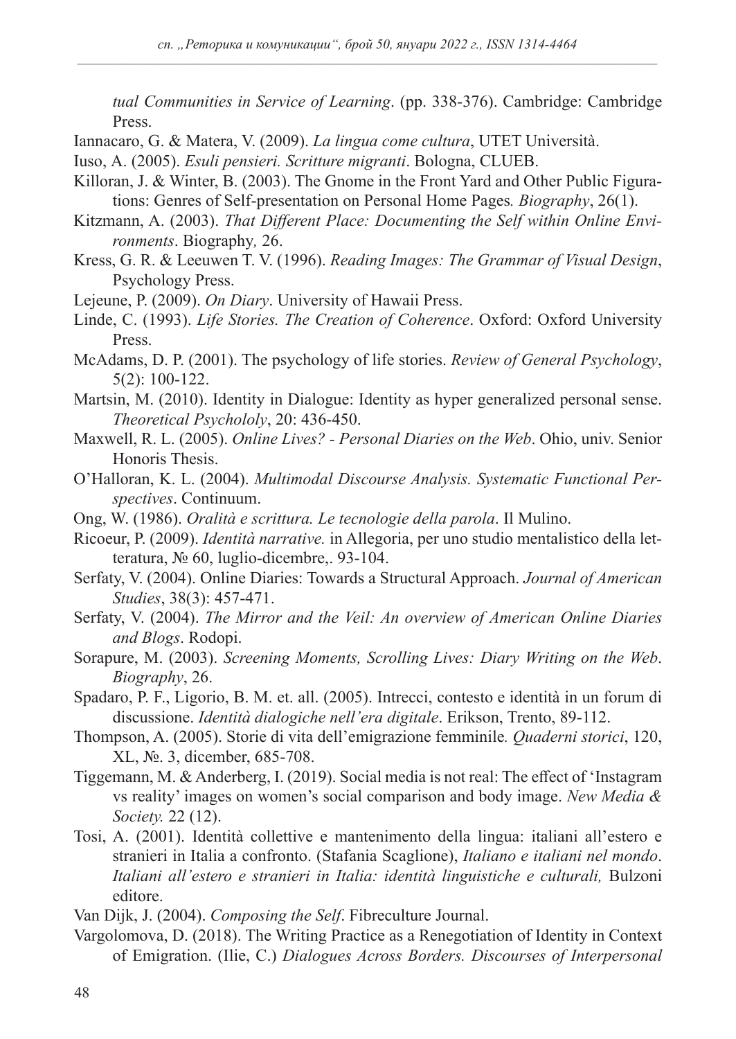*tual Communities in Service of Learning*. (pp. 338-376). Cambridge: Cambridge Press.

Iannacaro, G. & Matera, V. (2009). *La lingua come cultura*, UTET Università.

Iuso, A. (2005). *Esuli pensieri. Scritture migranti*. Bologna, CLUEB.

Killoran, J. & Winter, B. (2003). The Gnome in the Front Yard and Other Public Figurations: Genres of Self-presentation on Personal Home Pages*. Biography*, 26(1).

Kitzmann, A. (2003). *That Different Place: Documenting the Self within Online Environments*. Biography*,* 26.

Kress, G. R. & Leeuwen T. V. (1996). *Reading Images: The Grammar of Visual Design*, Psychology Press.

Lejeune, P. (2009). *On Diary*. University of Hawaii Press.

Linde, C. (1993). *Life Stories. The Creation of Coherence*. Oxford: Oxford University Press.

McAdams, D. P. (2001). The psychology of life stories. *Review of General Psychology*, 5(2): 100-122.

Martsin, M. (2010). Identity in Dialogue: Identity as hyper generalized personal sense. *Theoretical Psychololy*, 20: 436-450.

Maxwell, R. L. (2005). *Online Lives? - Personal Diaries on the Web*. Ohio, univ. Senior Honoris Thesis.

O'Halloran, K. L. (2004). *Multimodal Discourse Analysis. Systematic Functional Perspectives*. Continuum.

Ong, W. (1986). *Oralità e scrittura. Le tecnologie della parola*. Il Mulino.

Ricoeur, P. (2009). *Identità narrative.* in Allegoria, per uno studio mentalistico della letteratura, № 60, luglio-dicembre,. 93-104.

Serfaty, V. (2004). Online Diaries: Towards a Structural Approach. *Journal of American Studies*, 38(3): 457-471.

Serfaty, V. (2004). *The Mirror and the Veil: An overview of American Online Diaries and Blogs*. Rodopi.

Sorapure, M. (2003). *Screening Moments, Scrolling Lives: Diary Writing on the Web*. *Biography*, 26.

Spadaro, P. F., Ligorio, B. M. et. all. (2005). Intrecci, contesto e identità in un forum di discussione. *Identità dialogiche nell'era digitale*. Erikson, Trento, 89-112.

Thompson, A. (2005). Storie di vita dell'emigrazione femminile*. Quaderni storici*, 120, XL, №. 3, dicember, 685-708.

Tiggemann, M. & Anderberg, I. (2019). Social media is not real: The effect of 'Instagram vs reality' images on women's social comparison and body image. *New Media & Society.* 22 (12).

Tosi, A. (2001). Identità collettive e mantenimento della lingua: italiani all'estero e stranieri in Italia a confronto. (Stafania Scaglione), *Italiano e italiani nel mondo*. *Italiani all'estero e stranieri in Italia: identità linguistiche e culturali,* Bulzoni editore.

Van Dijk, J. (2004). *Composing the Self*. Fibreculture Journal.

Vargolomova, D. (2018). The Writing Practice as a Renegotiation of Identity in Context of Emigration. (Ilie, C.) *Dialogues Across Borders. Discourses of Interpersonal*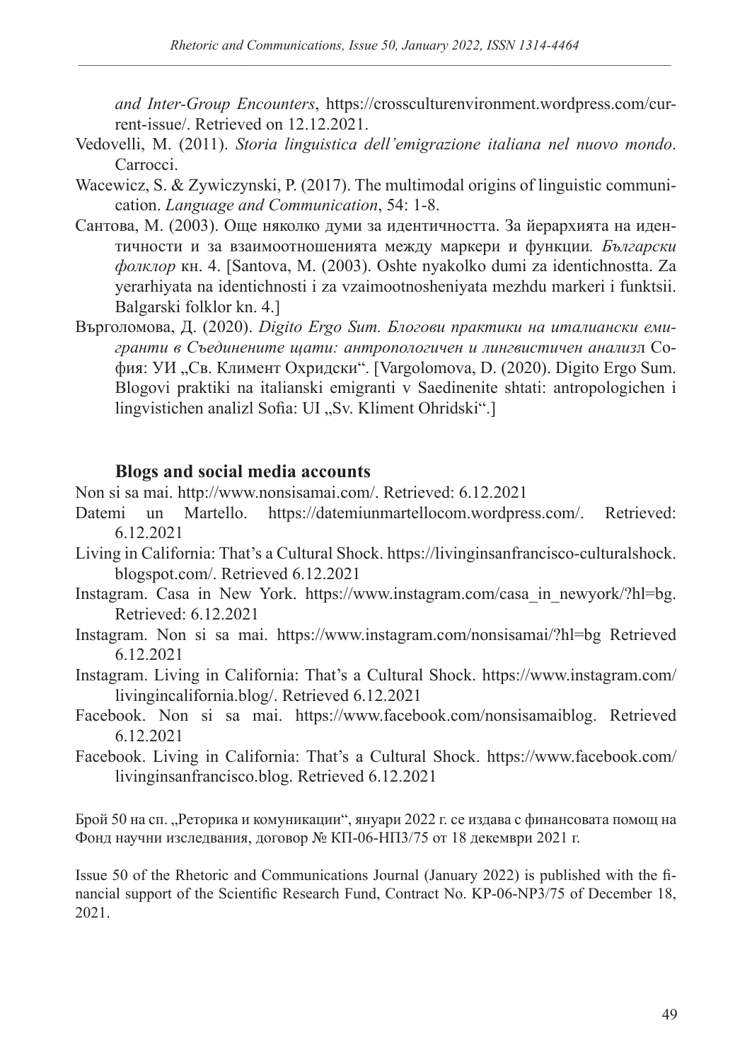*and Inter-Group Encounters*, https://crossculturenvironment.wordpress.com/current-issue/. Retrieved on 12.12.2021.

Vedovelli, M. (2011). *Storia linguistica dell'emigrazione italiana nel nuovo mondo*. Carrocci.

Wacewicz, S. & Zywiczynski, P. (2017). The multimodal origins of linguistic communication. *Language and Communication*, 54: 1-8.

Сантова, М. (2003). Още няколко думи за идентичността. За йерархията на идентичности и за взаимоотношенията между маркери и функции. *Български фолклор* кн. 4. [Santova, M. (2003). Oshte nyakolko dumi za identichnostta. Za yerarhiyata na identichnosti i za vzaimootnosheniyata mezhdu markeri i funktsii. Balgarski folklor kn. 4.]

Върголомова, Д. (2020). *Digito Ergo Sum. Блогови практики на италиански емигранти в Съединените щати: антропологичен и лингвистичен анализ*л София: УИ „Св. Климент Охридски". [Vargolomova, D. (2020). Digito Ergo Sum. Blogovi praktiki na italianski emigranti v Saedinenite shtati: antropologichen i lingvistichen analizl Sofia: UI „Sv. Kliment Ohridski".]

### Blogs and social media accounts

Non si sa mai. http://www.nonsisamai.com/. Retrieved: 6.12.2021

Datemi un Martello. https://datemiunmartellocom.wordpress.com/. Retrieved: 6.12.2021

Living in California: That's a Cultural Shock. https://livinginsanfrancisco-culturalshock.blogspot.com/. Retrieved 6.12.2021

Instagram. Casa in New York. https://www.instagram.com/casa_in_newyork/?hl=bg. Retrieved: 6.12.2021

Instagram. Non si sa mai. https://www.instagram.com/nonsisamai/?hl=bg Retrieved 6.12.2021

Instagram. Living in California: That's a Cultural Shock. https://www.instagram.com/livingincalifornia.blog/. Retrieved 6.12.2021

Facebook. Non si sa mai. https://www.facebook.com/nonsisamaiblog. Retrieved 6.12.2021

Facebook. Living in California: That's a Cultural Shock. https://www.facebook.com/livinginsanfrancisco.blog. Retrieved 6.12.2021

Брой 50 на сп. „Реторика и комуникации", януари 2022 г. се издава с финансовата помощ на Фонд научни изследвания, договор № КП-06-НП3/75 от 18 декември 2021 г.

Issue 50 of the Rhetoric and Communications Journal (January 2022) is published with the financial support of the Scientific Research Fund, Contract No. KP-06-NP3/75 of December 18, 2021.